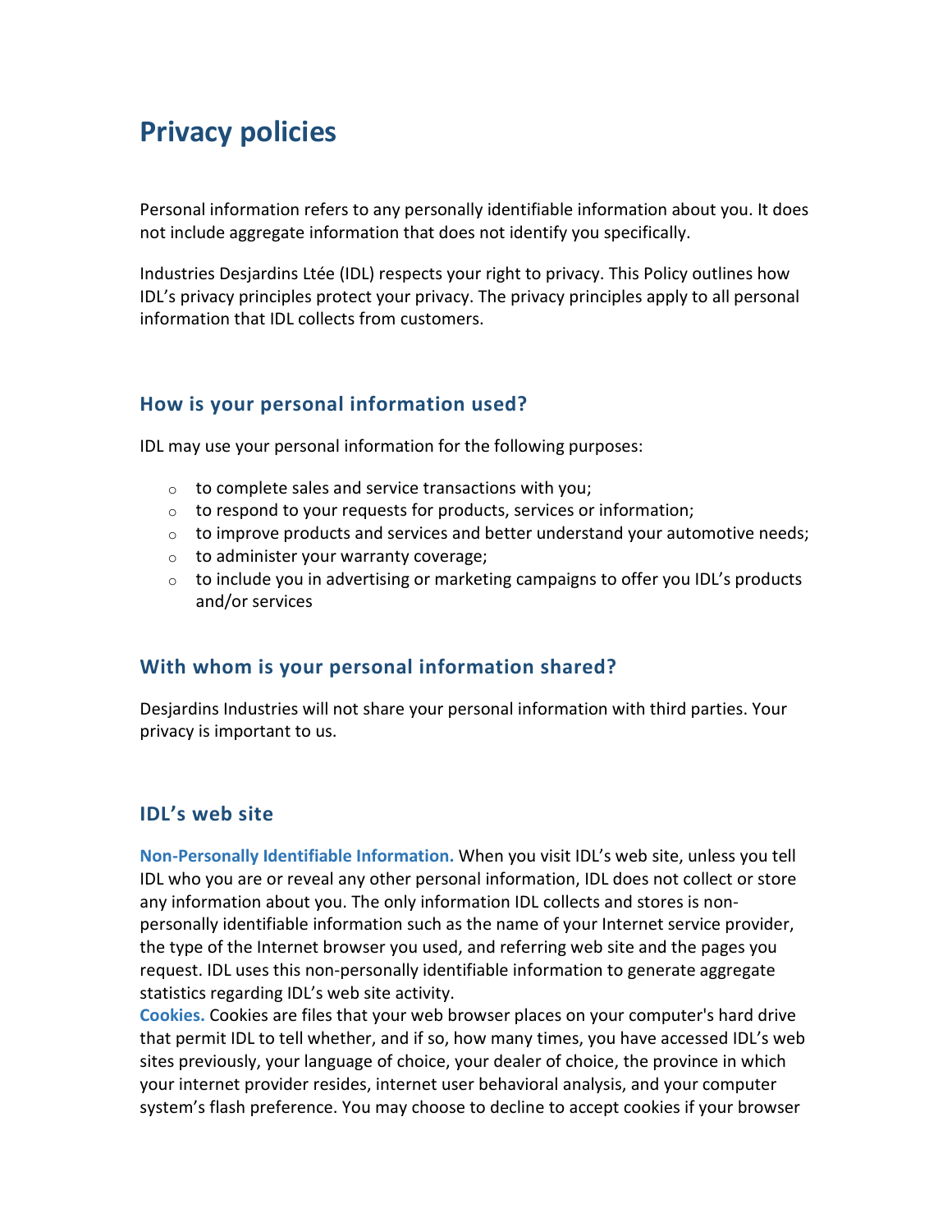# Privacy policies

Personal information refers to any personally identifiable information about you. It does not include aggregate information that does not identify you specifically.

Industries Desjardins Ltée (IDL) respects your right to privacy. This Policy outlines how IDL's privacy principles protect your privacy. The privacy principles apply to all personal information that IDL collects from customers.

## How is your personal information used?

IDL may use your personal information for the following purposes:

- to complete sales and service transactions with you;
- to respond to your requests for products, services or information;
- to improve products and services and better understand your automotive needs;
- to administer your warranty coverage;
- to include you in advertising or marketing campaigns to offer you IDL's products and/or services

## With whom is your personal information shared?

Desjardins Industries will not share your personal information with third parties. Your privacy is important to us.

## IDL's web site

**Non-Personally Identifiable Information.** When you visit IDL's web site, unless you tell IDL who you are or reveal any other personal information, IDL does not collect or store any information about you. The only information IDL collects and stores is non-personally identifiable information such as the name of your Internet service provider, the type of the Internet browser you used, and referring web site and the pages you request. IDL uses this non-personally identifiable information to generate aggregate statistics regarding IDL's web site activity.

**Cookies.** Cookies are files that your web browser places on your computer's hard drive that permit IDL to tell whether, and if so, how many times, you have accessed IDL's web sites previously, your language of choice, your dealer of choice, the province in which your internet provider resides, internet user behavioral analysis, and your computer system's flash preference. You may choose to decline to accept cookies if your browser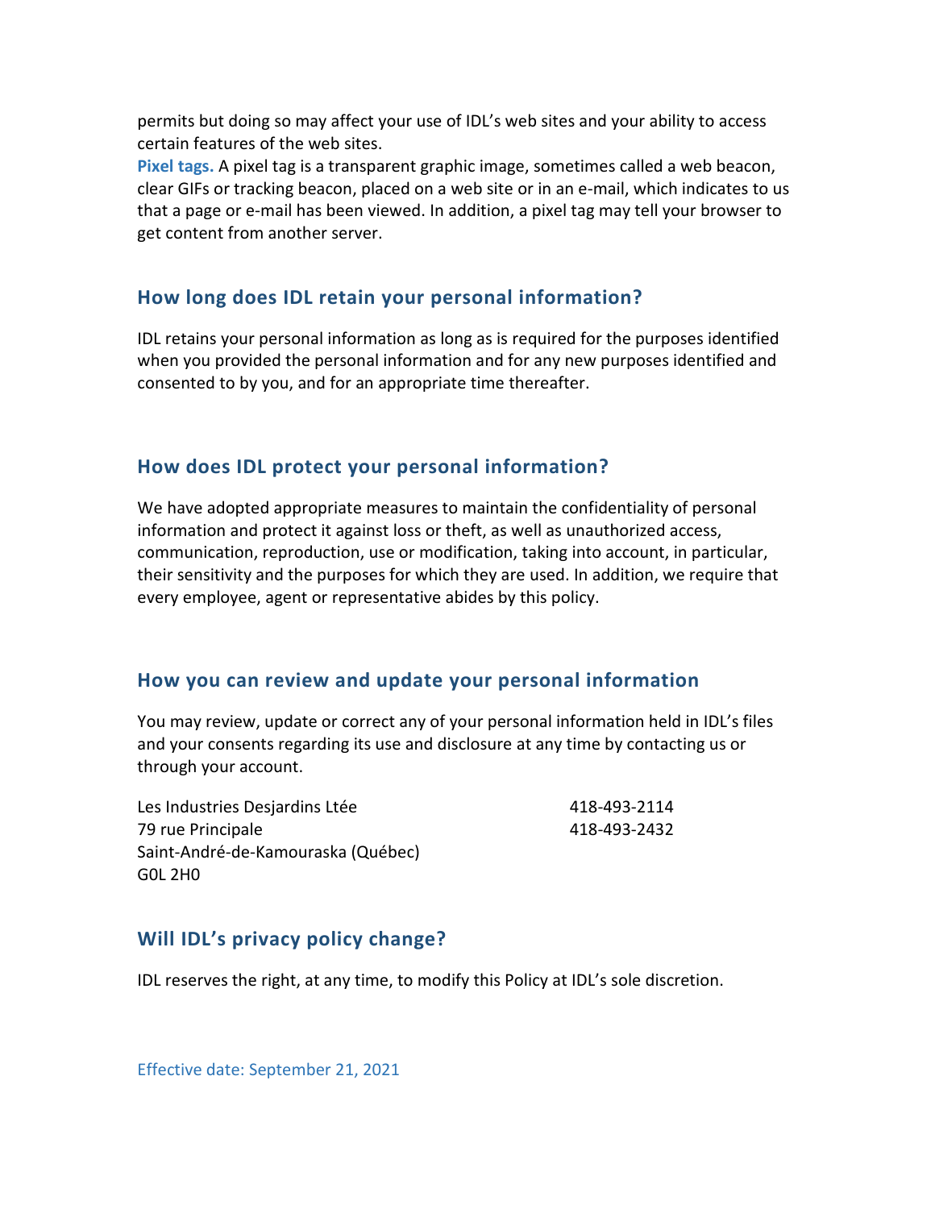permits but doing so may affect your use of IDL's web sites and your ability to access certain features of the web sites.

**Pixel tags.** A pixel tag is a transparent graphic image, sometimes called a web beacon, clear GIFs or tracking beacon, placed on a web site or in an e-mail, which indicates to us that a page or e-mail has been viewed. In addition, a pixel tag may tell your browser to get content from another server.

## How long does IDL retain your personal information?

IDL retains your personal information as long as is required for the purposes identified when you provided the personal information and for any new purposes identified and consented to by you, and for an appropriate time thereafter.

## How does IDL protect your personal information?

We have adopted appropriate measures to maintain the confidentiality of personal information and protect it against loss or theft, as well as unauthorized access, communication, reproduction, use or modification, taking into account, in particular, their sensitivity and the purposes for which they are used. In addition, we require that every employee, agent or representative abides by this policy.

## How you can review and update your personal information

You may review, update or correct any of your personal information held in IDL's files and your consents regarding its use and disclosure at any time by contacting us or through your account.

Les Industries Desjardins Ltée
79 rue Principale
Saint-André-de-Kamouraska (Québec)
G0L 2H0

418-493-2114
418-493-2432

## Will IDL's privacy policy change?

IDL reserves the right, at any time, to modify this Policy at IDL's sole discretion.

Effective date: September 21, 2021